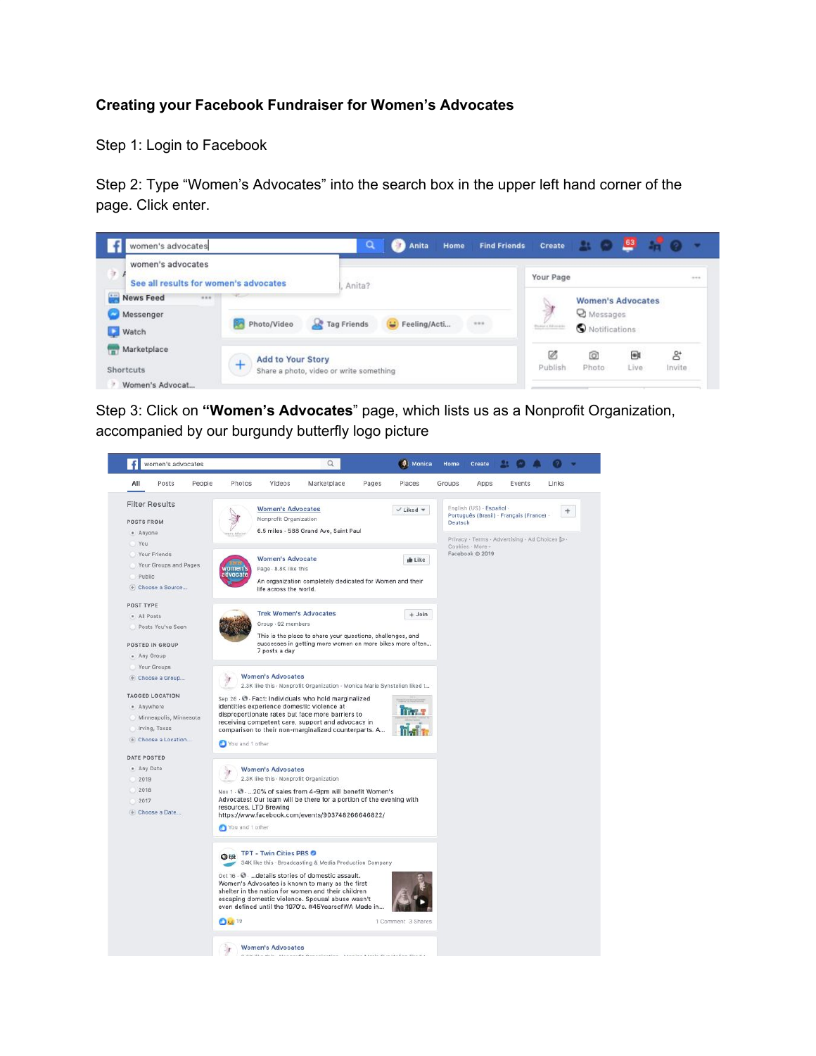**Creating your Facebook Fundraiser for Women's Advocates**

Step 1: Login to Facebook

Step 2: Type "Women's Advocates" into the search box in the upper left hand corner of the page. Click enter.

Step 3: Click on **"Women's Advocates"** page, which lists us as a Nonprofit Organization, accompanied by our burgundy butterfly logo picture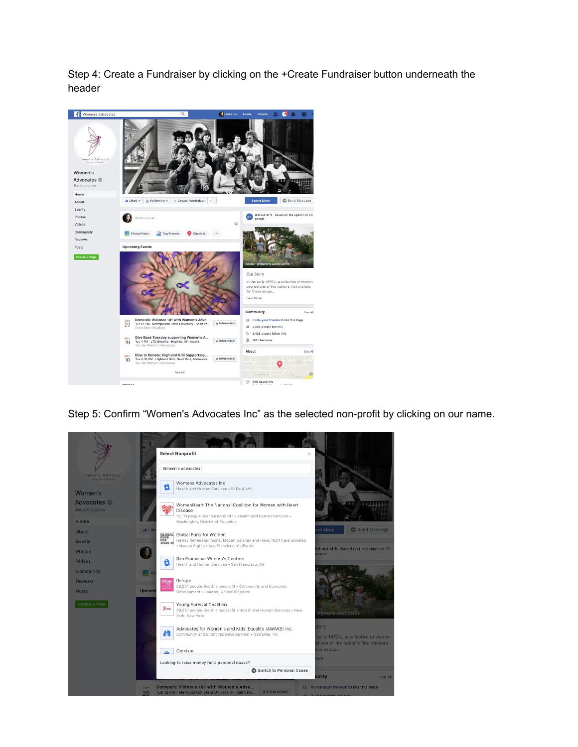Step 4: Create a Fundraiser by clicking on the +Create Fundraiser button underneath the header

Step 5: Confirm “Women's Advocates Inc” as the selected non-profit by clicking on our name.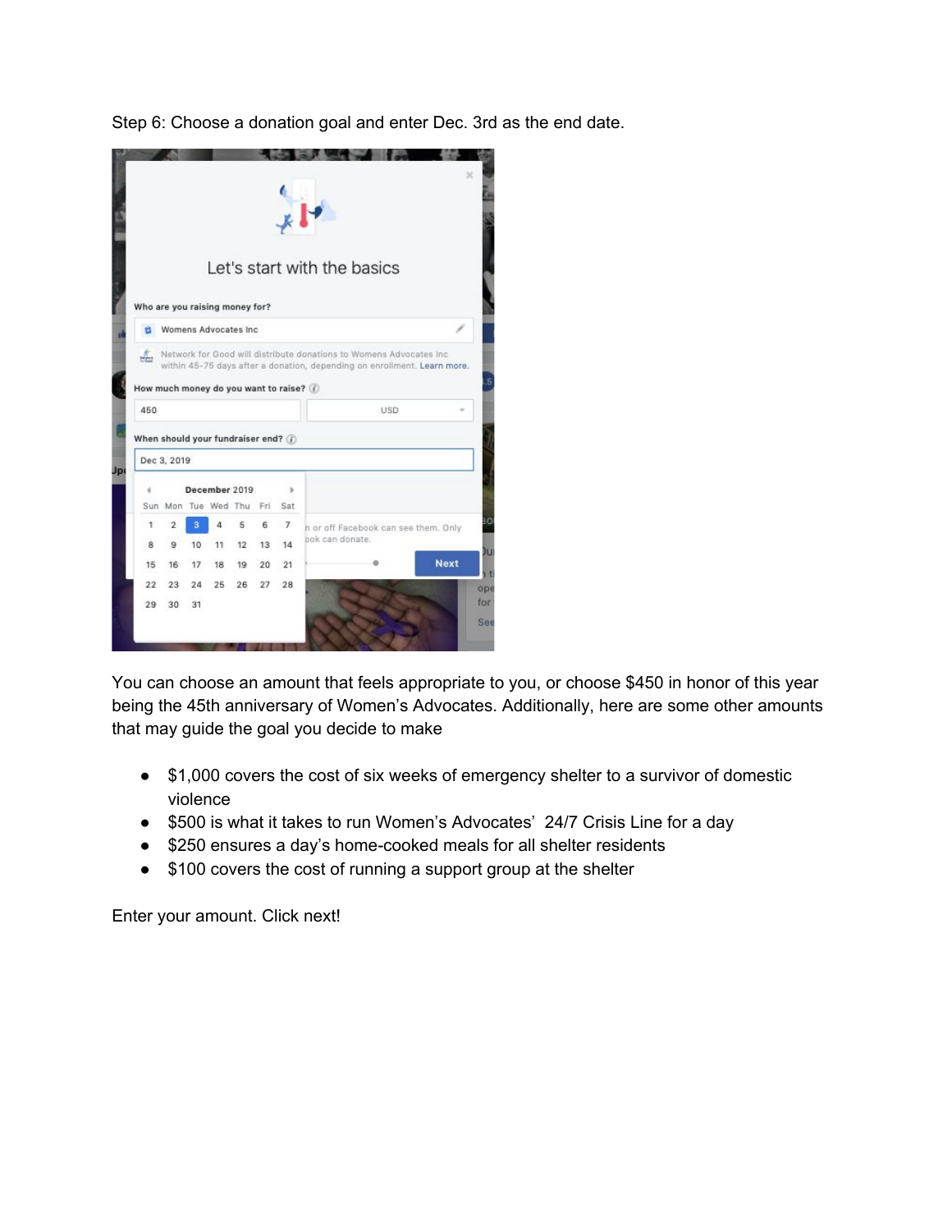Step 6: Choose a donation goal and enter Dec. 3rd as the end date.

You can choose an amount that feels appropriate to you, or choose $450 in honor of this year being the 45th anniversary of Women's Advocates. Additionally, here are some other amounts that may guide the goal you decide to make

- $1,000 covers the cost of six weeks of emergency shelter to a survivor of domestic violence
- $500 is what it takes to run Women's Advocates' 24/7 Crisis Line for a day
- $250 ensures a day's home-cooked meals for all shelter residents
- $100 covers the cost of running a support group at the shelter

Enter your amount. Click next!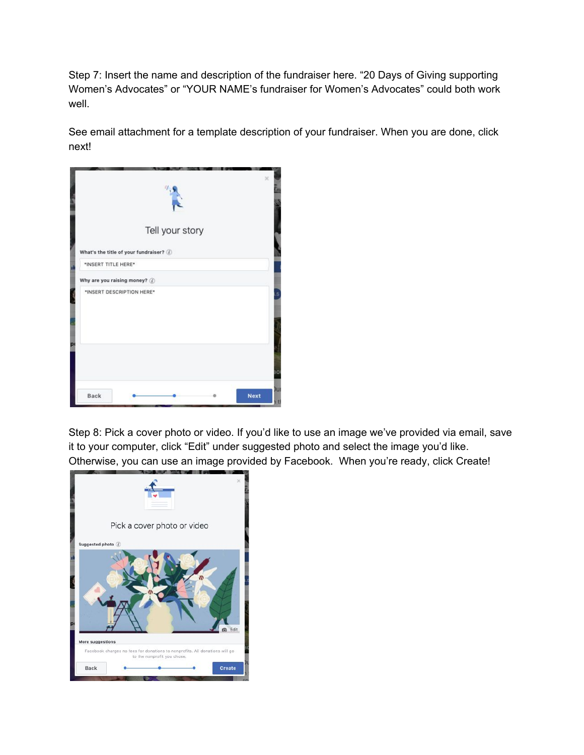Step 7: Insert the name and description of the fundraiser here. “20 Days of Giving supporting Women’s Advocates” or “YOUR NAME’s fundraiser for Women’s Advocates” could both work well.

See email attachment for a template description of your fundraiser. When you are done, click next!

Step 8: Pick a cover photo or video. If you’d like to use an image we’ve provided via email, save it to your computer, click “Edit” under suggested photo and select the image you’d like. Otherwise, you can use an image provided by Facebook.  When you’re ready, click Create!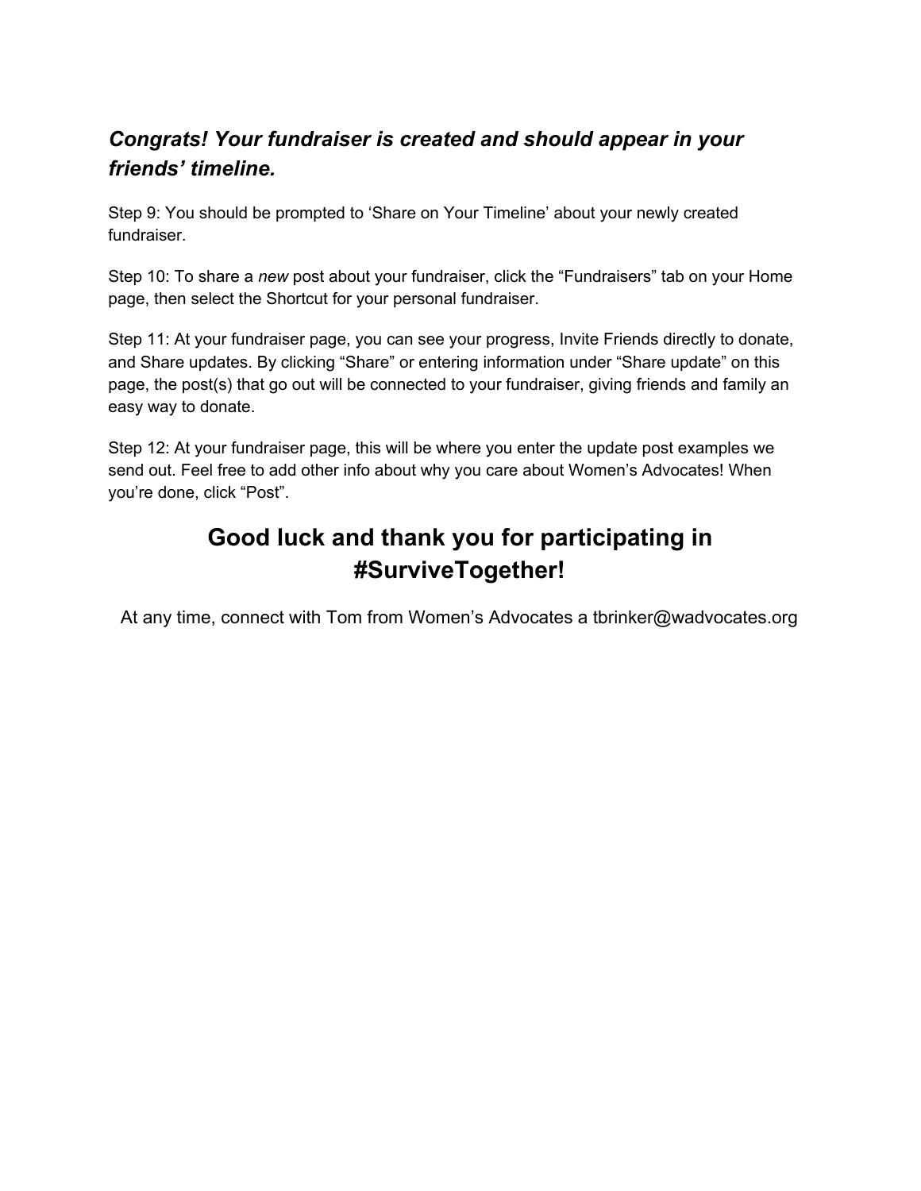### ***Congrats! Your fundraiser is created and should appear in your friends' timeline.***

Step 9: You should be prompted to 'Share on Your Timeline' about your newly created fundraiser.

Step 10: To share a *new* post about your fundraiser, click the "Fundraisers" tab on your Home page, then select the Shortcut for your personal fundraiser.

Step 11: At your fundraiser page, you can see your progress, Invite Friends directly to donate, and Share updates. By clicking "Share" or entering information under "Share update" on this page, the post(s) that go out will be connected to your fundraiser, giving friends and family an easy way to donate.

Step 12: At your fundraiser page, this will be where you enter the update post examples we send out. Feel free to add other info about why you care about Women's Advocates! When you're done, click "Post".

## Good luck and thank you for participating in #SurviveTogether!

At any time, connect with Tom from Women's Advocates a tbrinker@wadvocates.org